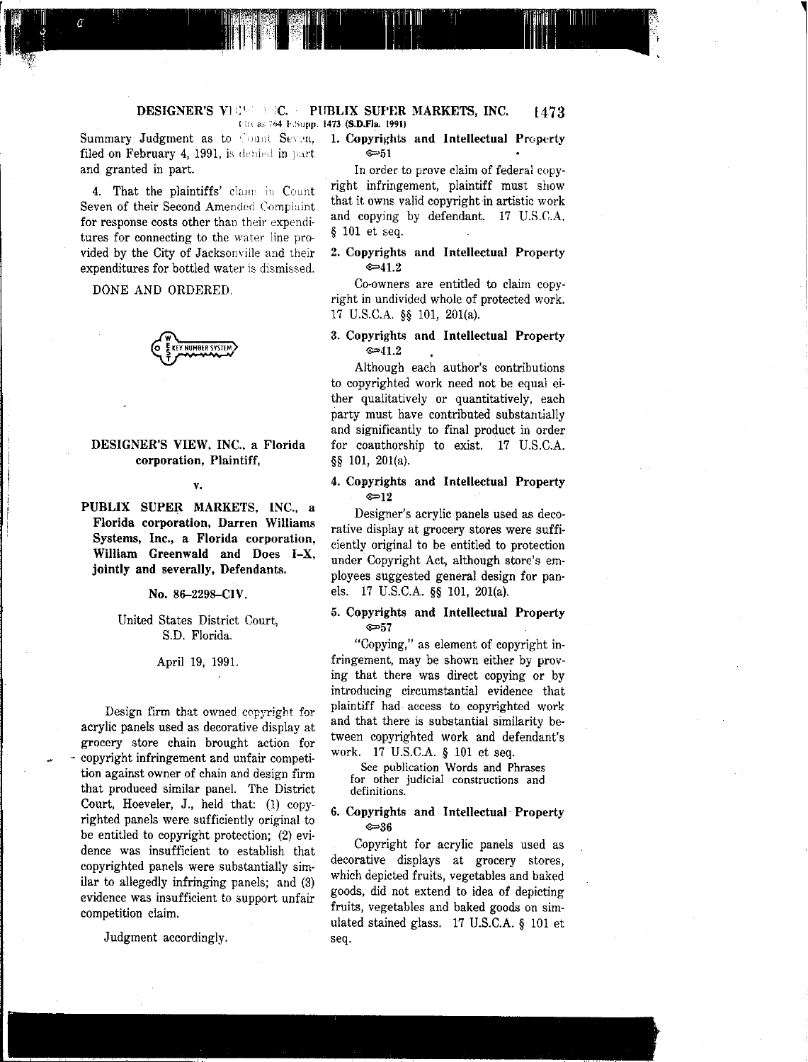Summary Judgment as to Count Seven, filed on February 4, 1991, is denied in part and granted in part.

4. That the plaintiffs' claim in Count Seven of their Second Amended Complaint for response costs other than their expenditures for connecting to the water line provided by the City of Jacksonville and their expenditures for bottled water is dismissed.

DONE AND ORDERED.

**DESIGNER'S VIEW, INC., a Florida corporation, Plaintiff,**

**v.**

**PUBLIX SUPER MARKETS, INC., a Florida corporation, Darren Williams Systems, Inc., a Florida corporation, William Greenwald and Does I–X, jointly and severally, Defendants.**

**No. 86–2298–CIV.**

United States District Court, S.D. Florida.

April 19, 1991.

Design firm that owned copyright for acrylic panels used as decorative display at grocery store chain brought action for copyright infringement and unfair competition against owner of chain and design firm that produced similar panel. The District Court, Hoeveler, J., held that: (1) copyrighted panels were sufficiently original to be entitled to copyright protection; (2) evidence was insufficient to establish that copyrighted panels were substantially similar to allegedly infringing panels; and (3) evidence was insufficient to support unfair competition claim.

Judgment accordingly.

**1. Copyrights and Intellectual Property ⟹51**

In order to prove claim of federal copyright infringement, plaintiff must show that it owns valid copyright in artistic work and copying by defendant. 17 U.S.C.A. § 101 et seq.

**2. Copyrights and Intellectual Property ⟹41.2**

Co-owners are entitled to claim copyright in undivided whole of protected work. 17 U.S.C.A. §§ 101, 201(a).

**3. Copyrights and Intellectual Property ⟹41.2**

Although each author's contributions to copyrighted work need not be equal either qualitatively or quantitatively, each party must have contributed substantially and significantly to final product in order for coauthorship to exist. 17 U.S.C.A. §§ 101, 201(a).

**4. Copyrights and Intellectual Property ⟹12**

Designer's acrylic panels used as decorative display at grocery stores were sufficiently original to be entitled to protection under Copyright Act, although store's employees suggested general design for panels. 17 U.S.C.A. §§ 101, 201(a).

**5. Copyrights and Intellectual Property ⟹57**

"Copying," as element of copyright infringement, may be shown either by proving that there was direct copying or by introducing circumstantial evidence that plaintiff had access to copyrighted work and that there is substantial similarity between copyrighted work and defendant's work. 17 U.S.C.A. § 101 et seq.

See publication Words and Phrases for other judicial constructions and definitions.

**6. Copyrights and Intellectual Property ⟹36**

Copyright for acrylic panels used as decorative displays at grocery stores, which depicted fruits, vegetables and baked goods, did not extend to idea of depicting fruits, vegetables and baked goods on simulated stained glass. 17 U.S.C.A. § 101 et seq.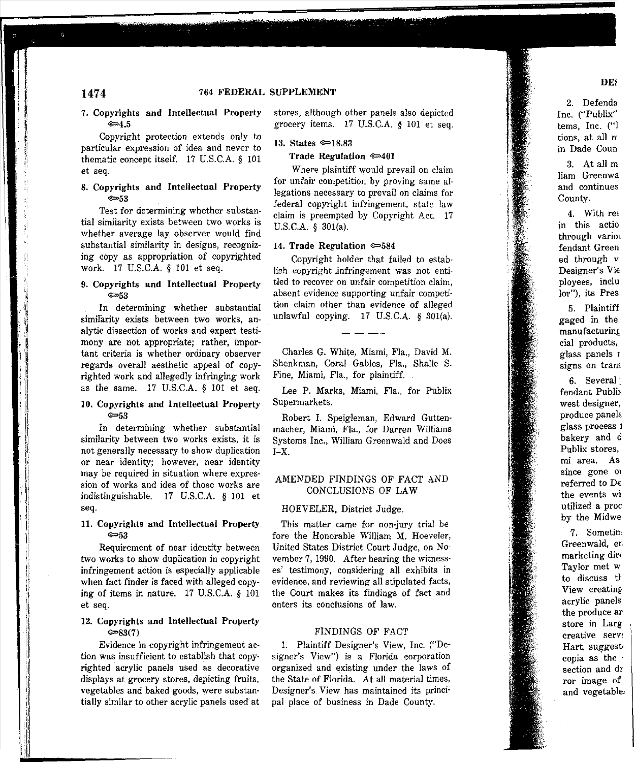**7. Copyrights and Intellectual Property ⇔4.5**

Copyright protection extends only to particular expression of idea and never to thematic concept itself. 17 U.S.C.A. § 101 et seq.

**8. Copyrights and Intellectual Property ⇔53**

Test for determining whether substantial similarity exists between two works is whether average lay observer would find substantial similarity in designs, recognizing copy as appropriation of copyrighted work. 17 U.S.C.A. § 101 et seq.

**9. Copyrights and Intellectual Property ⇔53**

In determining whether substantial similarity exists between two works, analytic dissection of works and expert testimony are not appropriate; rather, important criteria is whether ordinary observer regards overall aesthetic appeal of copyrighted work and allegedly infringing work as the same. 17 U.S.C.A. § 101 et seq.

**10. Copyrights and Intellectual Property ⇔53**

In determining whether substantial similarity between two works exists, it is not generally necessary to show duplication or near identity; however, near identity may be required in situation where expression of works and idea of those works are indistinguishable. 17 U.S.C.A. § 101 et seq.

**11. Copyrights and Intellectual Property ⇔53**

Requirement of near identity between two works to show duplication in copyright infringement action is especially applicable when fact finder is faced with alleged copying of items in nature. 17 U.S.C.A. § 101 et seq.

**12. Copyrights and Intellectual Property ⇔83(7)**

Evidence in copyright infringement action was insufficient to establish that copyrighted acrylic panels used as decorative displays at grocery stores, depicting fruits, vegetables and baked goods, were substantially similar to other acrylic panels used at stores, although other panels also depicted grocery items. 17 U.S.C.A. § 101 et seq.

**13. States ⇔18.83**

**Trade Regulation ⇔401**

Where plaintiff would prevail on claim for unfair competition by proving same allegations necessary to prevail on claims for federal copyright infringement, state law claim is preempted by Copyright Act. 17 U.S.C.A. § 301(a).

**14. Trade Regulation ⇔584**

Copyright holder that failed to establish copyright infringement was not entitled to recover on unfair competition claim, absent evidence supporting unfair competition claim other than evidence of alleged unlawful copying. 17 U.S.C.A. § 301(a).

---

Charles G. White, Miami, Fla., David M. Shenkman, Coral Gables, Fla., Shalle S. Fine, Miami, Fla., for plaintiff.

Lee P. Marks, Miami, Fla., for Publix Supermarkets.

Robert I. Speigleman, Edward Guttenmacher, Miami, Fla., for Darren Williams Systems Inc., William Greenwald and Does I–X.

## AMENDED FINDINGS OF FACT AND CONCLUSIONS OF LAW

HOEVELER, District Judge.

This matter came for non-jury trial before the Honorable William M. Hoeveler, United States District Court Judge, on November 7, 1990. After hearing the witnesses' testimony, considering all exhibits in evidence, and reviewing all stipulated facts, the Court makes its findings of fact and enters its conclusions of law.

### FINDINGS OF FACT

1. Plaintiff Designer's View, Inc. ("Designer's View") is a Florida corporation organized and existing under the laws of the State of Florida. At all material times, Designer's View has maintained its principal place of business in Dade County.

2. Defenda Inc. ("Publix" tems, Inc. (" tions, at all m in Dade Coun

3. At all m liam Greenwa and continues County.

4. With res in this actio through variou fendant Green ed through v Designer's Vie ployees, inclu lor"), its Pres

5. Plaintiff gaged in the manufacturing cial products, glass panels i signs on trans

6. Several fendant Publix west designer, produce panels glass process i bakery and d Publix stores, mi area. As since gone o referred to De the events wi utilized a proc by the Midwe

7. Sometim Greenwald, en marketing dire Taylor met w to discuss th View creating acrylic panels the produce ar store in Larg creative serv Hart, suggest copia as the section and dr ror image of and vegetable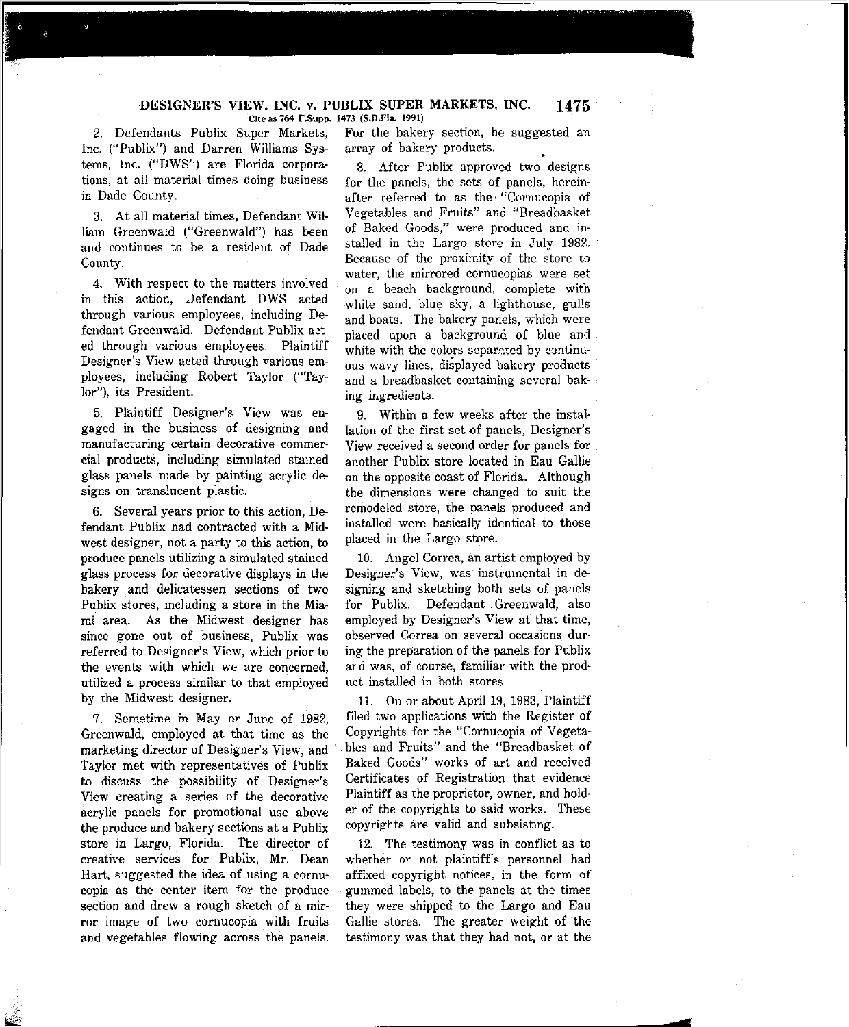2. Defendants Publix Super Markets, Inc. ("Publix") and Darren Williams Systems, Inc. ("DWS") are Florida corporations, at all material times doing business in Dade County.

3. At all material times, Defendant William Greenwald ("Greenwald") has been and continues to be a resident of Dade County.

4. With respect to the matters involved in this action, Defendant DWS acted through various employees, including Defendant Greenwald. Defendant Publix acted through various employees. Plaintiff Designer's View acted through various employees, including Robert Taylor ("Taylor"), its President.

5. Plaintiff Designer's View was engaged in the business of designing and manufacturing certain decorative commercial products, including simulated stained glass panels made by painting acrylic designs on translucent plastic.

6. Several years prior to this action, Defendant Publix had contracted with a Midwest designer, not a party to this action, to produce panels utilizing a simulated stained glass process for decorative displays in the bakery and delicatessen sections of two Publix stores, including a store in the Miami area. As the Midwest designer has since gone out of business, Publix was referred to Designer's View, which prior to the events with which we are concerned, utilized a process similar to that employed by the Midwest designer.

7. Sometime in May or June of 1982, Greenwald, employed at that time as the marketing director of Designer's View, and Taylor met with representatives of Publix to discuss the possibility of Designer's View creating a series of the decorative acrylic panels for promotional use above the produce and bakery sections at a Publix store in Largo, Florida. The director of creative services for Publix, Mr. Dean Hart, suggested the idea of using a cornucopia as the center item for the produce section and drew a rough sketch of a mirror image of two cornucopia with fruits and vegetables flowing across the panels. For the bakery section, he suggested an array of bakery products.

8. After Publix approved two designs for the panels, the sets of panels, hereinafter referred to as the "Cornucopia of Vegetables and Fruits" and "Breadbasket of Baked Goods," were produced and installed in the Largo store in July 1982. Because of the proximity of the store to water, the mirrored cornucopias were set on a beach background, complete with white sand, blue sky, a lighthouse, gulls and boats. The bakery panels, which were placed upon a background of blue and white with the colors separated by continuous wavy lines, displayed bakery products and a breadbasket containing several baking ingredients.

9. Within a few weeks after the installation of the first set of panels, Designer's View received a second order for panels for another Publix store located in Eau Gallie on the opposite coast of Florida. Although the dimensions were changed to suit the remodeled store, the panels produced and installed were basically identical to those placed in the Largo store.

10. Angel Correa, an artist employed by Designer's View, was instrumental in designing and sketching both sets of panels for Publix. Defendant Greenwald, also employed by Designer's View at that time, observed Correa on several occasions during the preparation of the panels for Publix and was, of course, familiar with the product installed in both stores.

11. On or about April 19, 1983, Plaintiff filed two applications with the Register of Copyrights for the "Cornucopia of Vegetables and Fruits" and the "Breadbasket of Baked Goods" works of art and received Certificates of Registration that evidence Plaintiff as the proprietor, owner, and holder of the copyrights to said works. These copyrights are valid and subsisting.

12. The testimony was in conflict as to whether or not plaintiff's personnel had affixed copyright notices, in the form of gummed labels, to the panels at the times they were shipped to the Largo and Eau Gallie stores. The greater weight of the testimony was that they had not, or at the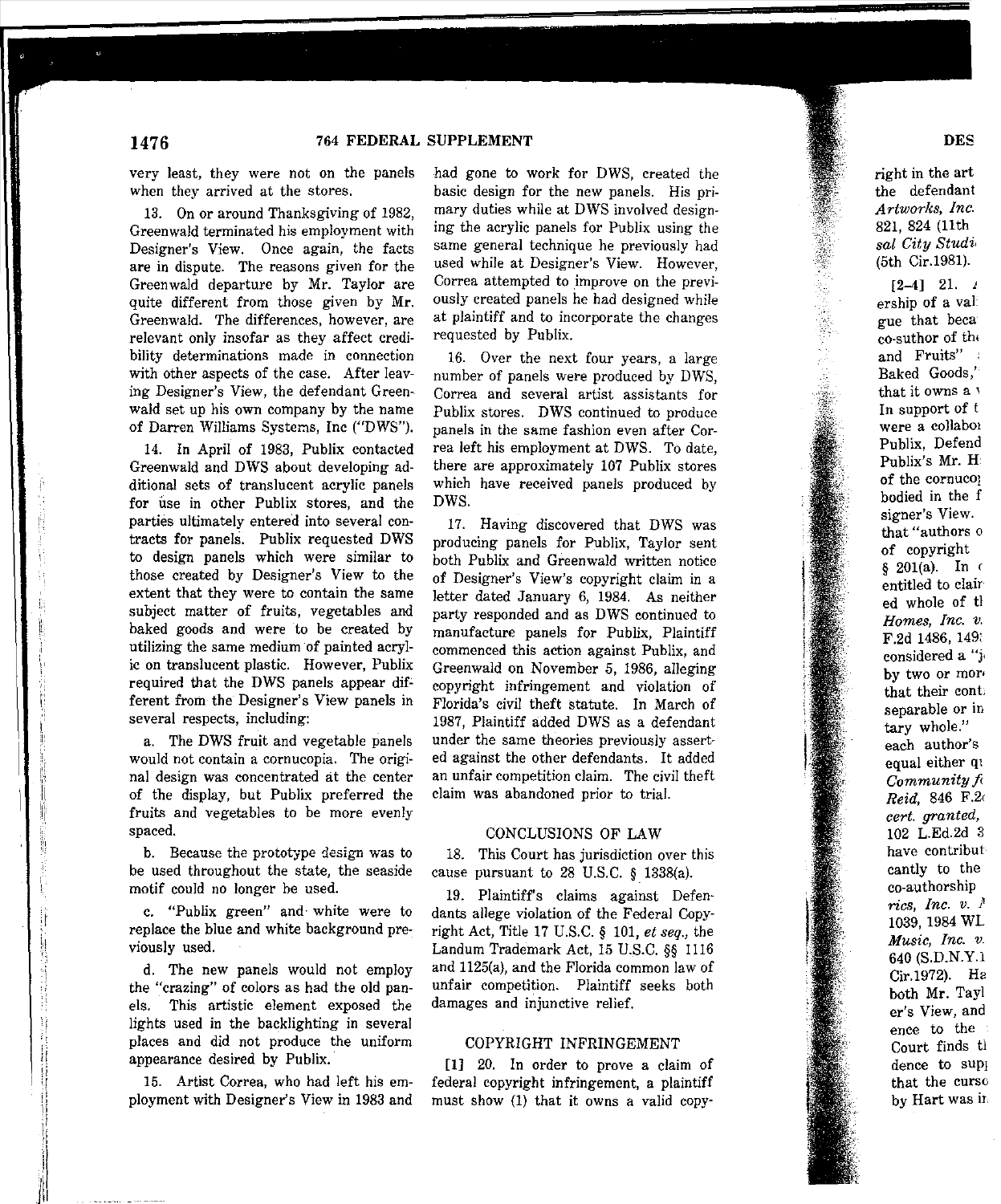very least, they were not on the panels when they arrived at the stores.

13. On or around Thanksgiving of 1982, Greenwald terminated his employment with Designer's View. Once again, the facts are in dispute. The reasons given for the Greenwald departure by Mr. Taylor are quite different from those given by Mr. Greenwald. The differences, however, are relevant only insofar as they affect credibility determinations made in connection with other aspects of the case. After leaving Designer's View, the defendant Greenwald set up his own company by the name of Darren Williams Systems, Inc ("DWS").

14. In April of 1983, Publix contacted Greenwald and DWS about developing additional sets of translucent acrylic panels for use in other Publix stores, and the parties ultimately entered into several contracts for panels. Publix requested DWS to design panels which were similar to those created by Designer's View to the extent that they were to contain the same subject matter of fruits, vegetables and baked goods and were to be created by utilizing the same medium of painted acrylic on translucent plastic. However, Publix required that the DWS panels appear different from the Designer's View panels in several respects, including:

a. The DWS fruit and vegetable panels would not contain a cornucopia. The original design was concentrated at the center of the display, but Publix preferred the fruits and vegetables to be more evenly spaced.

b. Because the prototype design was to be used throughout the state, the seaside motif could no longer be used.

c. "Publix green" and white were to replace the blue and white background previously used.

d. The new panels would not employ the "crazing" of colors as had the old panels. This artistic element exposed the lights used in the backlighting in several places and did not produce the uniform appearance desired by Publix.

15. Artist Correa, who had left his employment with Designer's View in 1983 and had gone to work for DWS, created the basic design for the new panels. His primary duties while at DWS involved designing the acrylic panels for Publix using the same general technique he previously had used while at Designer's View. However, Correa attempted to improve on the previously created panels he had designed while at plaintiff and to incorporate the changes requested by Publix.

16. Over the next four years, a large number of panels were produced by DWS, Correa and several artist assistants for Publix stores. DWS continued to produce panels in the same fashion even after Correa left his employment at DWS. To date, there are approximately 107 Publix stores which have received panels produced by DWS.

17. Having discovered that DWS was producing panels for Publix, Taylor sent both Publix and Greenwald written notice of Designer's View's copyright claim in a letter dated January 6, 1984. As neither party responded and as DWS continued to manufacture panels for Publix, Plaintiff commenced this action against Publix, and Greenwald on November 5, 1986, alleging copyright infringement and violation of Florida's civil theft statute. In March of 1987, Plaintiff added DWS as a defendant under the same theories previously asserted against the other defendants. It added an unfair competition claim. The civil theft claim was abandoned prior to trial.

## CONCLUSIONS OF LAW

18. This Court has jurisdiction over this cause pursuant to 28 U.S.C. § 1338(a).

19. Plaintiff's claims against Defendants allege violation of the Federal Copyright Act, Title 17 U.S.C. § 101, *et seq.*, the Landum Trademark Act, 15 U.S.C. §§ 1116 and 1125(a), and the Florida common law of unfair competition. Plaintiff seeks both damages and injunctive relief.

## COPYRIGHT INFRINGEMENT

[1] 20. In order to prove a claim of federal copyright infringement, a plaintiff must show (1) that it owns a valid copy-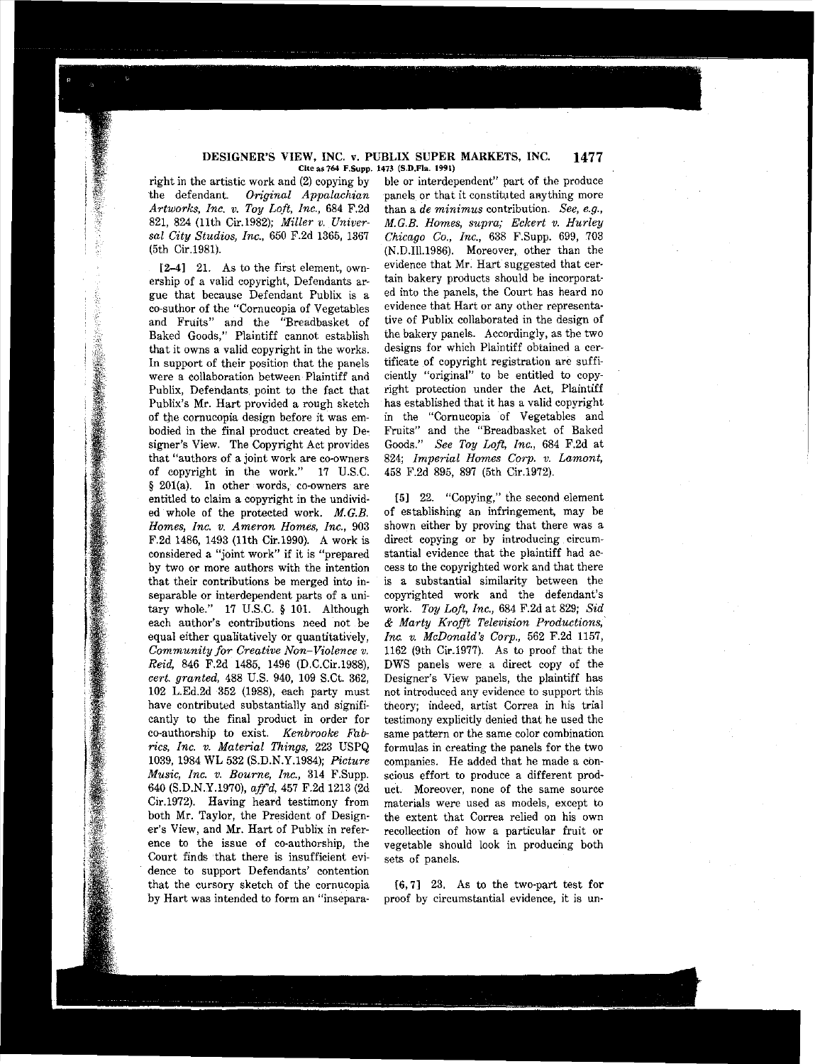right in the artistic work and (2) copying by the defendant. *Original Appalachian Artworks, Inc. v. Toy Loft, Inc.,* 684 F.2d 821, 824 (11th Cir.1982); *Miller v. Universal City Studios, Inc.,* 650 F.2d 1365, 1367 (5th Cir.1981).

[2–4] 21. As to the first element, ownership of a valid copyright, Defendants argue that because Defendant Publix is a co-author of the "Cornucopia of Vegetables and Fruits" and the "Breadbasket of Baked Goods," Plaintiff cannot establish that it owns a valid copyright in the works. In support of their position that the panels were a collaboration between Plaintiff and Publix, Defendants point to the fact that Publix's Mr. Hart provided a rough sketch of the cornucopia design before it was embodied in the final product created by Designer's View. The Copyright Act provides that "authors of a joint work are co-owners of copyright in the work." 17 U.S.C. § 201(a). In other words, co-owners are entitled to claim a copyright in the undivided whole of the protected work. *M.G.B. Homes, Inc. v. Ameron Homes, Inc.,* 903 F.2d 1486, 1493 (11th Cir.1990). A work is considered a "joint work" if it is "prepared by two or more authors with the intention that their contributions be merged into inseparable or interdependent parts of a unitary whole." 17 U.S.C. § 101. Although each author's contributions need not be equal either qualitatively or quantitatively, *Community for Creative Non-Violence v. Reid,* 846 F.2d 1485, 1496 (D.C.Cir.1988), *cert. granted,* 488 U.S. 940, 109 S.Ct. 362, 102 L.Ed.2d 352 (1988), each party must have contributed substantially and significantly to the final product in order for co-authorship to exist. *Kenbrooke Fabrics, Inc. v. Material Things,* 223 USPQ 1039, 1984 WL 532 (S.D.N.Y.1984); *Picture Music, Inc. v. Bourne, Inc.,* 314 F.Supp. 640 (S.D.N.Y.1970), *aff'd,* 457 F.2d 1213 (2d Cir.1972). Having heard testimony from both Mr. Taylor, the President of Designer's View, and Mr. Hart of Publix in reference to the issue of co-authorship, the Court finds that there is insufficient evidence to support Defendants' contention that the cursory sketch of the cornucopia by Hart was intended to form an "inseparable or interdependent" part of the produce panels or that it constituted anything more than a *de minimus* contribution. *See, e.g., M.G.B. Homes, supra; Eckert v. Hurley Chicago Co., Inc.,* 638 F.Supp. 699, 703 (N.D.Ill.1986). Moreover, other than the evidence that Mr. Hart suggested that certain bakery products should be incorporated into the panels, the Court has heard no evidence that Hart or any other representative of Publix collaborated in the design of the bakery panels. Accordingly, as the two designs for which Plaintiff obtained a certificate of copyright registration are sufficiently "original" to be entitled to copyright protection under the Act, Plaintiff has established that it has a valid copyright in the "Cornucopia of Vegetables and Fruits" and the "Breadbasket of Baked Goods." *See Toy Loft, Inc.,* 684 F.2d at 824; *Imperial Homes Corp. v. Lamont,* 458 F.2d 895, 897 (5th Cir.1972).

[5] 22. "Copying," the second element of establishing an infringement, may be shown either by proving that there was a direct copying or by introducing circumstantial evidence that the plaintiff had access to the copyrighted work and that there is a substantial similarity between the copyrighted work and the defendant's work. *Toy Loft, Inc.,* 684 F.2d at 829; *Sid & Marty Krofft Television Productions, Inc. v. McDonald's Corp.,* 562 F.2d 1157, 1162 (9th Cir.1977). As to proof that the DWS panels were a direct copy of the Designer's View panels, the plaintiff has not introduced any evidence to support this theory; indeed, artist Correa in his trial testimony explicitly denied that he used the same pattern or the same color combination formulas in creating the panels for the two companies. He added that he made a conscious effort to produce a different product. Moreover, none of the same source materials were used as models, except to the extent that Correa relied on his own recollection of how a particular fruit or vegetable should look in producing both sets of panels.

[6, 7] 23. As to the two-part test for proof by circumstantial evidence, it is un-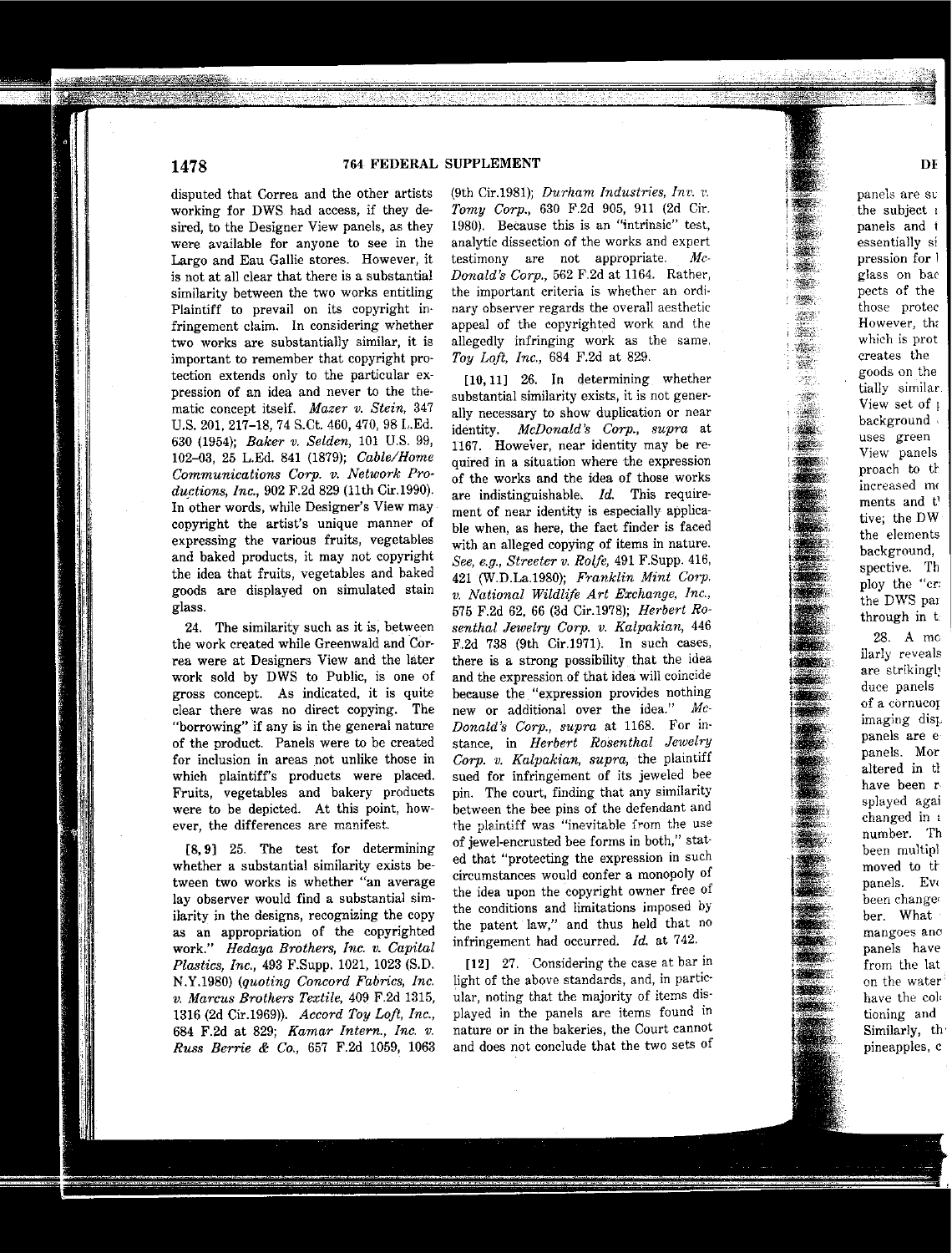disputed that Correa and the other artists working for DWS had access, if they desired, to the Designer View panels, as they were available for anyone to see in the Largo and Eau Gallie stores. However, it is not at all clear that there is a substantial similarity between the two works entitling Plaintiff to prevail on its copyright infringement claim. In considering whether two works are substantially similar, it is important to remember that copyright protection extends only to the particular expression of an idea and never to the thematic concept itself. *Mazer v. Stein,* 347 U.S. 201, 217–18, 74 S.Ct. 460, 470, 98 L.Ed. 630 (1954); *Baker v. Selden,* 101 U.S. 99, 102–03, 25 L.Ed. 841 (1879); *Cable/Home Communications Corp. v. Network Productions, Inc.,* 902 F.2d 829 (11th Cir.1990). In other words, while Designer's View may copyright the artist's unique manner of expressing the various fruits, vegetables and baked products, it may not copyright the idea that fruits, vegetables and baked goods are displayed on simulated stain glass.

24. The similarity such as it is, between the work created while Greenwald and Correa were at Designers View and the later work sold by DWS to Public, is one of gross concept. As indicated, it is quite clear there was no direct copying. The "borrowing" if any is in the general nature of the product. Panels were to be created for inclusion in areas not unlike those in which plaintiff's products were placed. Fruits, vegetables and bakery products were to be depicted. At this point, however, the differences are manifest.

[8, 9] 25. The test for determining whether a substantial similarity exists between two works is whether "an average lay observer would find a substantial similarity in the designs, recognizing the copy as an appropriation of the copyrighted work." *Hedaya Brothers, Inc. v. Capital Plastics, Inc.,* 493 F.Supp. 1021, 1023 (S.D. N.Y.1980) (*quoting Concord Fabrics, Inc. v. Marcus Brothers Textile,* 409 F.2d 1315, 1316 (2d Cir.1969)). *Accord Toy Loft, Inc.,* 684 F.2d at 829; *Kamar Intern., Inc. v. Russ Berrie & Co.,* 657 F.2d 1059, 1063 (9th Cir.1981); *Durham Industries, Inc. v. Tomy Corp.,* 630 F.2d 905, 911 (2d Cir. 1980). Because this is an "intrinsic" test, analytic dissection of the works and expert testimony are not appropriate. *McDonald's Corp.,* 562 F.2d at 1164. Rather, the important criteria is whether an ordinary observer regards the overall aesthetic appeal of the copyrighted work and the allegedly infringing work as the same. *Toy Loft, Inc.,* 684 F.2d at 829.

[10, 11] 26. In determining whether substantial similarity exists, it is not generally necessary to show duplication or near identity. *McDonald's Corp., supra* at 1167. However, near identity may be required in a situation where the expression of the works and the idea of those works are indistinguishable. *Id.* This requirement of near identity is especially applicable when, as here, the fact finder is faced with an alleged copying of items in nature. *See, e.g., Streeter v. Rolfe,* 491 F.Supp. 416, 421 (W.D.La.1980); *Franklin Mint Corp. v. National Wildlife Art Exchange, Inc.,* 575 F.2d 62, 66 (3d Cir.1978); *Herbert Rosenthal Jewelry Corp. v. Kalpakian,* 446 F.2d 738 (9th Cir.1971). In such cases, there is a strong possibility that the idea and the expression of that idea will coincide because the "expression provides nothing new or additional over the idea." *McDonald's Corp., supra* at 1168. For instance, in *Herbert Rosenthal Jewelry Corp. v. Kalpakian, supra,* the plaintiff sued for infringement of its jeweled bee pin. The court, finding that any similarity between the bee pins of the defendant and the plaintiff was "inevitable from the use of jewel-encrusted bee forms in both," stated that "protecting the expression in such circumstances would confer a monopoly of the idea upon the copyright owner free of the conditions and limitations imposed by the patent law," and thus held that no infringement had occurred. *Id.* at 742.

[12] 27. Considering the case at bar in light of the above standards, and, in particular, noting that the majority of items displayed in the panels are items found in nature or in the bakeries, the Court cannot and does not conclude that the two sets of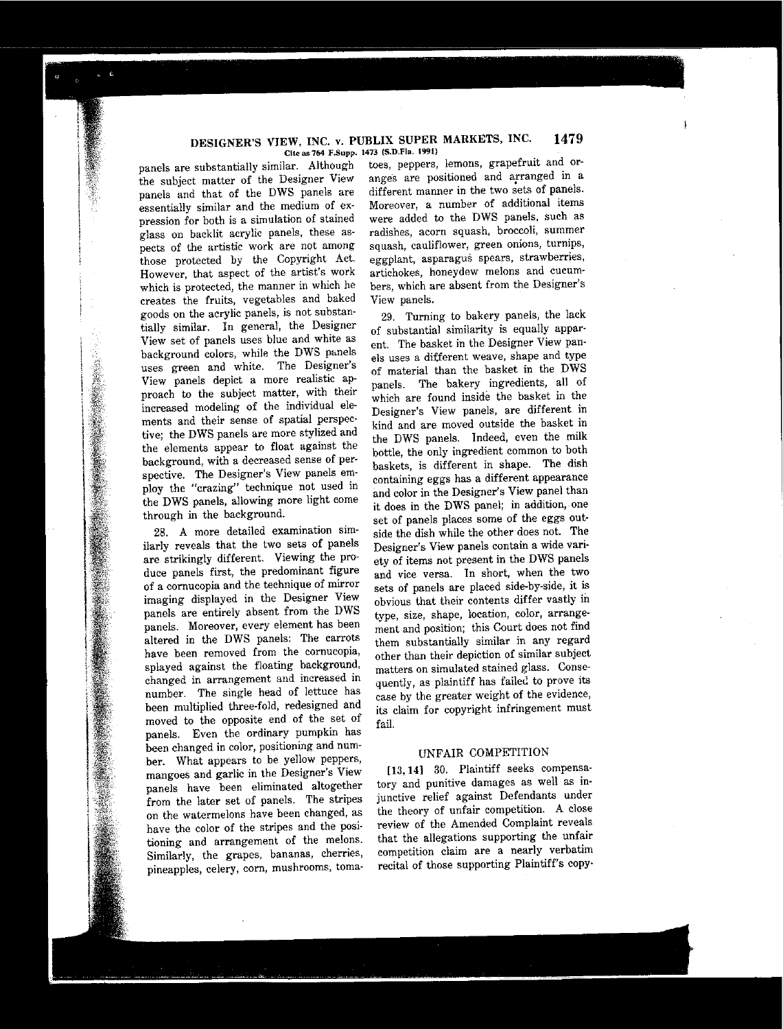panels are substantially similar. Although the subject matter of the Designer View panels and that of the DWS panels are essentially similar and the medium of expression for both is a simulation of stained glass on backlit acrylic panels, these aspects of the artistic work are not among those protected by the Copyright Act. However, that aspect of the artist's work which is protected, the manner in which he creates the fruits, vegetables and baked goods on the acrylic panels, is not substantially similar. In general, the Designer View set of panels uses blue and white as background colors, while the DWS panels uses green and white. The Designer's View panels depict a more realistic approach to the subject matter, with their increased modeling of the individual elements and their sense of spatial perspective; the DWS panels are more stylized and the elements appear to float against the background, with a decreased sense of perspective. The Designer's View panels employ the "crazing" technique not used in the DWS panels, allowing more light come through in the background.

28. A more detailed examination similarly reveals that the two sets of panels are strikingly different. Viewing the produce panels first, the predominant figure of a cornucopia and the technique of mirror imaging displayed in the Designer View panels are entirely absent from the DWS panels. Moreover, every element has been altered in the DWS panels: The carrots have been removed from the cornucopia, splayed against the floating background, changed in arrangement and increased in number. The single head of lettuce has been multiplied three-fold, redesigned and moved to the opposite end of the set of panels. Even the ordinary pumpkin has been changed in color, positioning and number. What appears to be yellow peppers, mangoes and garlic in the Designer's View panels have been eliminated altogether from the later set of panels. The stripes on the watermelons have been changed, as have the color of the stripes and the positioning and arrangement of the melons. Similarly, the grapes, bananas, cherries, pineapples, celery, corn, mushrooms, tomatoes, peppers, lemons, grapefruit and oranges are positioned and arranged in a different manner in the two sets of panels. Moreover, a number of additional items were added to the DWS panels, such as radishes, acorn squash, broccoli, summer squash, cauliflower, green onions, turnips, eggplant, asparagus spears, strawberries, artichokes, honeydew melons and cucumbers, which are absent from the Designer's View panels.

29. Turning to bakery panels, the lack of substantial similarity is equally apparent. The basket in the Designer View panels uses a different weave, shape and type of material than the basket in the DWS panels. The bakery ingredients, all of which are found inside the basket in the Designer's View panels, are different in kind and are moved outside the basket in the DWS panels. Indeed, even the milk bottle, the only ingredient common to both baskets, is different in shape. The dish containing eggs has a different appearance and color in the Designer's View panel than it does in the DWS panel; in addition, one set of panels places some of the eggs outside the dish while the other does not. The Designer's View panels contain a wide variety of items not present in the DWS panels and vice versa. In short, when the two sets of panels are placed side-by-side, it is obvious that their contents differ vastly in type, size, shape, location, color, arrangement and position; this Court does not find them substantially similar in any regard other than their depiction of similar subject matters on simulated stained glass. Consequently, as plaintiff has failed to prove its case by the greater weight of the evidence, its claim for copyright infringement must fail.

## UNFAIR COMPETITION

[13, 14] 30. Plaintiff seeks compensatory and punitive damages as well as injunctive relief against Defendants under the theory of unfair competition. A close review of the Amended Complaint reveals that the allegations supporting the unfair competition claim are a nearly verbatim recital of those supporting Plaintiff's copy-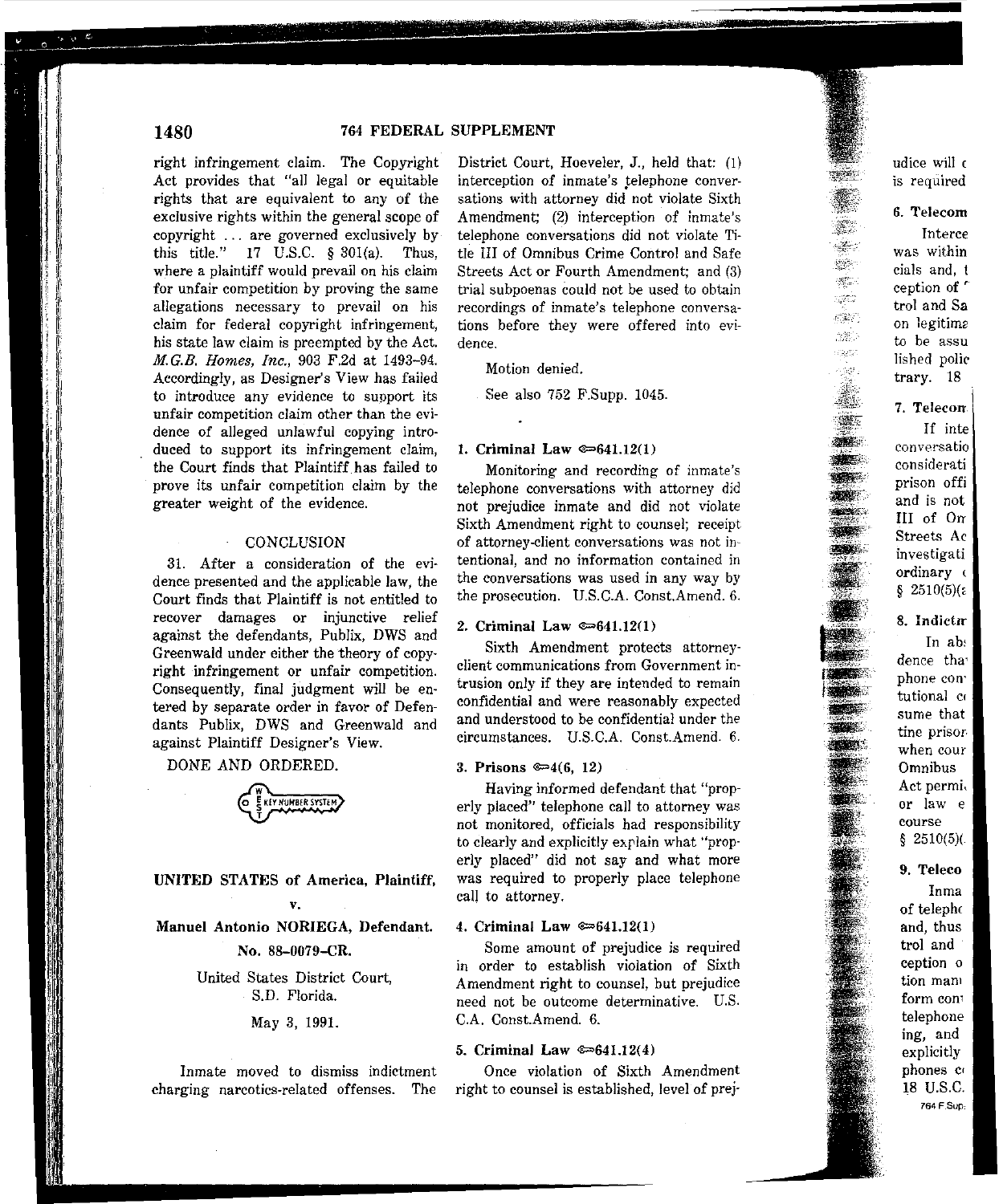right infringement claim. The Copyright Act provides that "all legal or equitable rights that are equivalent to any of the exclusive rights within the general scope of copyright ... are governed exclusively by this title." 17 U.S.C. § 301(a). Thus, where a plaintiff would prevail on his claim for unfair competition by proving the same allegations necessary to prevail on his claim for federal copyright infringement, his state law claim is preempted by the Act. *M.G.B. Homes, Inc.*, 903 F.2d at 1493–94. Accordingly, as Designer's View has failed to introduce any evidence to support its unfair competition claim other than the evidence of alleged unlawful copying introduced to support its infringement claim, the Court finds that Plaintiff has failed to prove its unfair competition claim by the greater weight of the evidence.

## CONCLUSION

31. After a consideration of the evidence presented and the applicable law, the Court finds that Plaintiff is not entitled to recover damages or injunctive relief against the defendants, Publix, DWS and Greenwald under either the theory of copyright infringement or unfair competition. Consequently, final judgment will be entered by separate order in favor of Defendants Publix, DWS and Greenwald and against Plaintiff Designer's View.

DONE AND ORDERED.

---

**UNITED STATES of America, Plaintiff,**

**v.**

**Manuel Antonio NORIEGA, Defendant.**

**No. 88–0079–CR.**

United States District Court,
S.D. Florida.

May 3, 1991.

Inmate moved to dismiss indictment charging narcotics-related offenses. The District Court, Hoeveler, J., held that: (1) interception of inmate's telephone conversations with attorney did not violate Sixth Amendment; (2) interception of inmate's telephone conversations did not violate Title III of Omnibus Crime Control and Safe Streets Act or Fourth Amendment; and (3) trial subpoenas could not be used to obtain recordings of inmate's telephone conversations before they were offered into evidence.

Motion denied.

See also 752 F.Supp. 1045.

**1. Criminal Law ⚷641.12(1)**

Monitoring and recording of inmate's telephone conversations with attorney did not prejudice inmate and did not violate Sixth Amendment right to counsel; receipt of attorney-client conversations was not intentional, and no information contained in the conversations was used in any way by the prosecution. U.S.C.A. Const.Amend. 6.

**2. Criminal Law ⚷641.12(1)**

Sixth Amendment protects attorney-client communications from Government intrusion only if they are intended to remain confidential and were reasonably expected and understood to be confidential under the circumstances. U.S.C.A. Const.Amend. 6.

**3. Prisons ⚷4(6, 12)**

Having informed defendant that "properly placed" telephone call to attorney was not monitored, officials had responsibility to clearly and explicitly explain what "properly placed" did not say and what more was required to properly place telephone call to attorney.

**4. Criminal Law ⚷641.12(1)**

Some amount of prejudice is required in order to establish violation of Sixth Amendment right to counsel, but prejudice need not be outcome determinative. U.S.C.A. Const.Amend. 6.

**5. Criminal Law ⚷641.12(4)**

Once violation of Sixth Amendment right to counsel is established, level of prej-

udice will c
is required

**6. Telecom**

Interce
was within
cials and, t
ception of
trol and Sa
on legitima
to be assu
lished polic
trary. 18

**7. Telecom**

If inte
conversatio
considerati
prison offi
and is not
III of Om
Streets Ac
investigati
ordinary
§ 2510(5)(

**8. Indictm**

In ab
dence tha
phone con
tutional c
sume that
tine prison
when cour
Omnibus
Act permi
or law e
course
§ 2510(5)(

**9. Teleco**

Inma
of telepho
and, thus
trol and
ception o
tion man
form con
telephone
ing, and
explicitly
phones c
18 U.S.C.